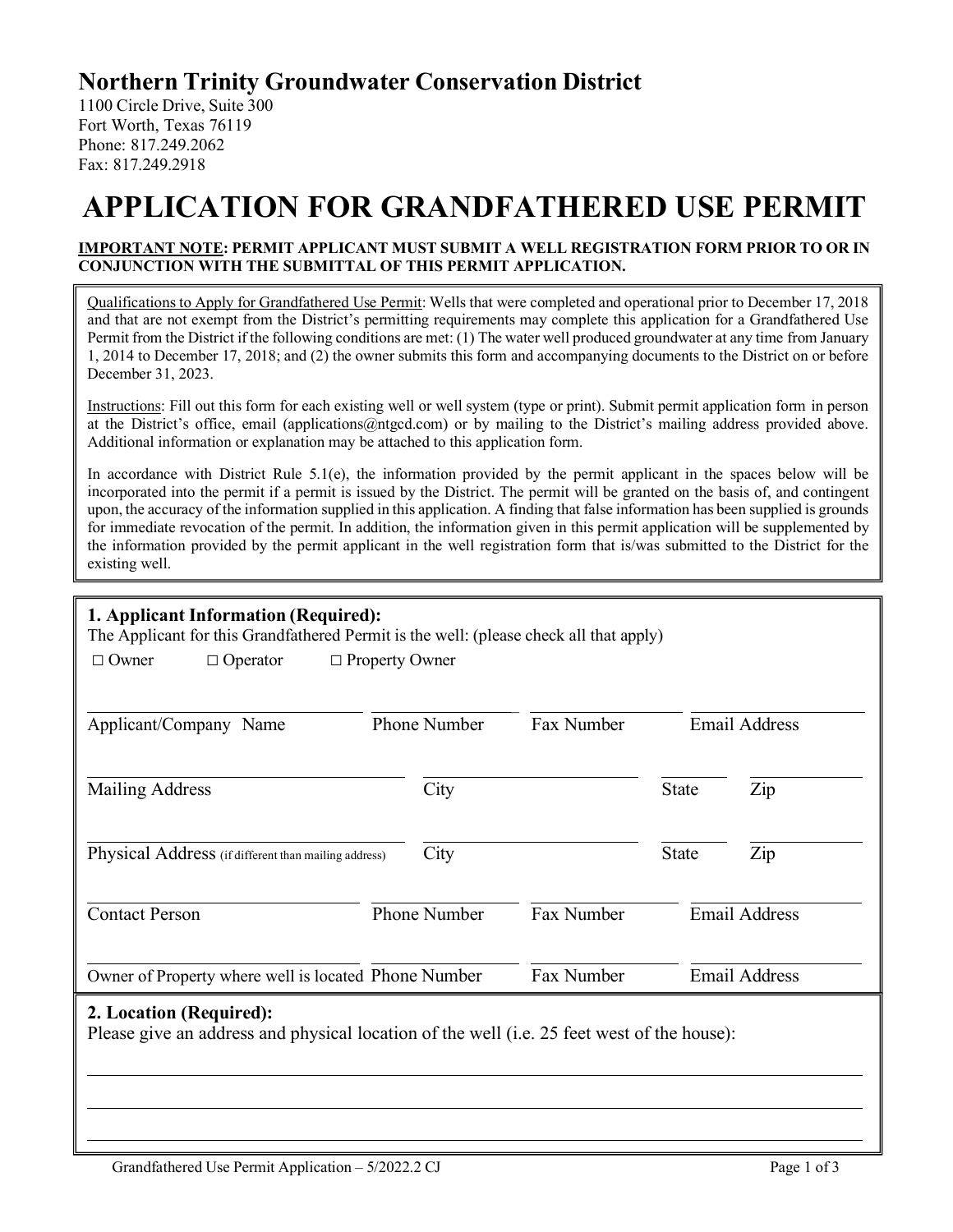# Northern Trinity Groundwater Conservation District

1100 Circle Drive, Suite 300
Fort Worth, Texas 76119
Phone: 817.249.2062
Fax: 817.249.2918

# APPLICATION FOR GRANDFATHERED USE PERMIT

**IMPORTANT NOTE: PERMIT APPLICANT MUST SUBMIT A WELL REGISTRATION FORM PRIOR TO OR IN CONJUNCTION WITH THE SUBMITTAL OF THIS PERMIT APPLICATION.**

Qualifications to Apply for Grandfathered Use Permit: Wells that were completed and operational prior to December 17, 2018 and that are not exempt from the District's permitting requirements may complete this application for a Grandfathered Use Permit from the District if the following conditions are met: (1) The water well produced groundwater at any time from January 1, 2014 to December 17, 2018; and (2) the owner submits this form and accompanying documents to the District on or before December 31, 2023.

Instructions: Fill out this form for each existing well or well system (type or print). Submit permit application form in person at the District's office, email (applications@ntgcd.com) or by mailing to the District's mailing address provided above. Additional information or explanation may be attached to this application form.

In accordance with District Rule 5.1(e), the information provided by the permit applicant in the spaces below will be incorporated into the permit if a permit is issued by the District. The permit will be granted on the basis of, and contingent upon, the accuracy of the information supplied in this application. A finding that false information has been supplied is grounds for immediate revocation of the permit. In addition, the information given in this permit application will be supplemented by the information provided by the permit applicant in the well registration form that is/was submitted to the District for the existing well.

## 1. Applicant Information (Required):

The Applicant for this Grandfathered Permit is the well: (please check all that apply)

☐ Owner ☐ Operator ☐ Property Owner

| Applicant/Company Name | Phone Number | Fax Number | Email Address |
|---|---|---|---|
| | | | |

| Mailing Address | City | State | Zip |
|---|---|---|---|
| | | | |

| Physical Address (if different than mailing address) | City | State | Zip |
|---|---|---|---|
| | | | |

| Contact Person | Phone Number | Fax Number | Email Address |
|---|---|---|---|
| | | | |

| Owner of Property where well is located | Phone Number | Fax Number | Email Address |
|---|---|---|---|
| | | | |

## 2. Location (Required):

Please give an address and physical location of the well (i.e. 25 feet west of the house):

_______________________________________________________________

_______________________________________________________________

_______________________________________________________________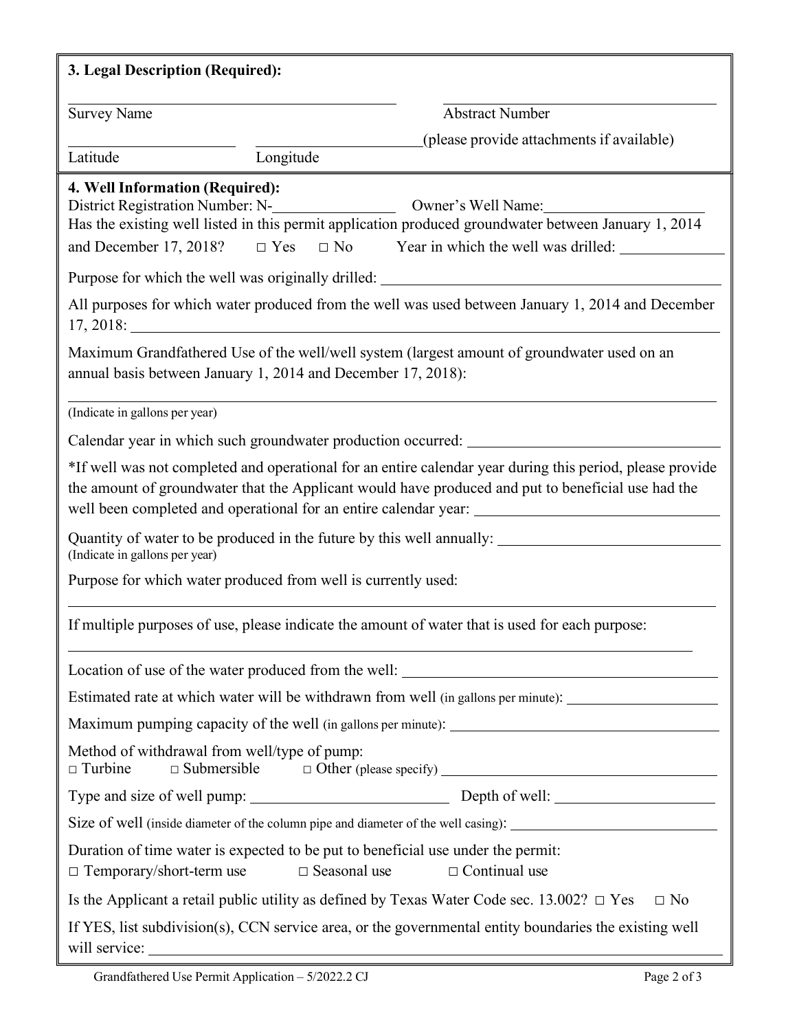**3. Legal Description (Required):**

\_\_\_\_\_\_\_\_\_\_\_\_\_\_\_\_\_\_\_\_\_\_\_\_\_\_\_\_ Survey Name

\_\_\_\_\_\_\_\_\_\_\_\_\_\_\_\_\_\_\_\_\_\_\_\_\_\_\_\_ Abstract Number

\_\_\_\_\_\_\_\_\_\_\_\_\_\_\_\_ Latitude

\_\_\_\_\_\_\_\_\_\_\_\_\_\_\_\_ Longitude (please provide attachments if available)

**4. Well Information (Required):**

District Registration Number: N-\_\_\_\_\_\_\_\_\_\_\_\_\_\_ Owner's Well Name:\_\_\_\_\_\_\_\_\_\_\_\_\_\_\_\_

Has the existing well listed in this permit application produced groundwater between January 1, 2014 and December 17, 2018? □ Yes □ No Year in which the well was drilled: \_\_\_\_\_\_\_\_\_\_

Purpose for which the well was originally drilled: \_\_\_\_\_\_\_\_\_\_\_\_\_\_\_\_\_\_\_\_\_\_\_\_\_\_\_\_

All purposes for which water produced from the well was used between January 1, 2014 and December 17, 2018: \_\_\_\_\_\_\_\_\_\_\_\_\_\_\_\_\_\_\_\_\_\_\_\_\_\_\_\_

Maximum Grandfathered Use of the well/well system (largest amount of groundwater used on an annual basis between January 1, 2014 and December 17, 2018):

\_\_\_\_\_\_\_\_\_\_\_\_\_\_\_\_\_\_\_\_\_\_\_\_\_\_\_\_\_\_\_\_\_\_\_\_\_\_\_\_\_\_\_\_
(Indicate in gallons per year)

Calendar year in which such groundwater production occurred: \_\_\_\_\_\_\_\_\_\_\_\_\_\_\_\_\_\_\_\_\_\_\_\_

*If well was not completed and operational for an entire calendar year during this period, please provide the amount of groundwater that the Applicant would have produced and put to beneficial use had the well been completed and operational for an entire calendar year: \_\_\_\_\_\_\_\_\_\_\_\_\_\_\_\_\_\_\_\_\_\_\_\_

Quantity of water to be produced in the future by this well annually: \_\_\_\_\_\_\_\_\_\_\_\_\_\_\_\_\_\_\_\_\_\_\_\_
(Indicate in gallons per year)

Purpose for which water produced from well is currently used:

\_\_\_\_\_\_\_\_\_\_\_\_\_\_\_\_\_\_\_\_\_\_\_\_\_\_\_\_\_\_\_\_\_\_\_\_\_\_\_\_\_\_\_\_

If multiple purposes of use, please indicate the amount of water that is used for each purpose:

\_\_\_\_\_\_\_\_\_\_\_\_\_\_\_\_\_\_\_\_\_\_\_\_\_\_\_\_\_\_\_\_\_\_\_\_\_\_\_\_\_\_\_\_

Location of use of the water produced from the well: \_\_\_\_\_\_\_\_\_\_\_\_\_\_\_\_\_\_\_\_\_\_\_\_

Estimated rate at which water will be withdrawn from well (in gallons per minute): \_\_\_\_\_\_\_\_\_\_\_\_\_\_\_\_

Maximum pumping capacity of the well (in gallons per minute): \_\_\_\_\_\_\_\_\_\_\_\_\_\_\_\_\_\_\_\_\_\_\_\_

Method of withdrawal from well/type of pump:
□ Turbine □ Submersible □ Other (please specify) \_\_\_\_\_\_\_\_\_\_\_\_\_\_\_\_\_\_\_\_\_\_\_\_

Type and size of well pump: \_\_\_\_\_\_\_\_\_\_\_\_\_\_\_\_ Depth of well: \_\_\_\_\_\_\_\_\_\_\_\_\_\_\_\_

Size of well (inside diameter of the column pipe and diameter of the well casing): \_\_\_\_\_\_\_\_\_\_\_\_\_\_\_\_

Duration of time water is expected to be put to beneficial use under the permit:
□ Temporary/short-term use □ Seasonal use □ Continual use

Is the Applicant a retail public utility as defined by Texas Water Code sec. 13.002? □ Yes □ No

If YES, list subdivision(s), CCN service area, or the governmental entity boundaries the existing well will service: \_\_\_\_\_\_\_\_\_\_\_\_\_\_\_\_\_\_\_\_\_\_\_\_\_\_\_\_

Grandfathered Use Permit Application – 5/2022.2 CJ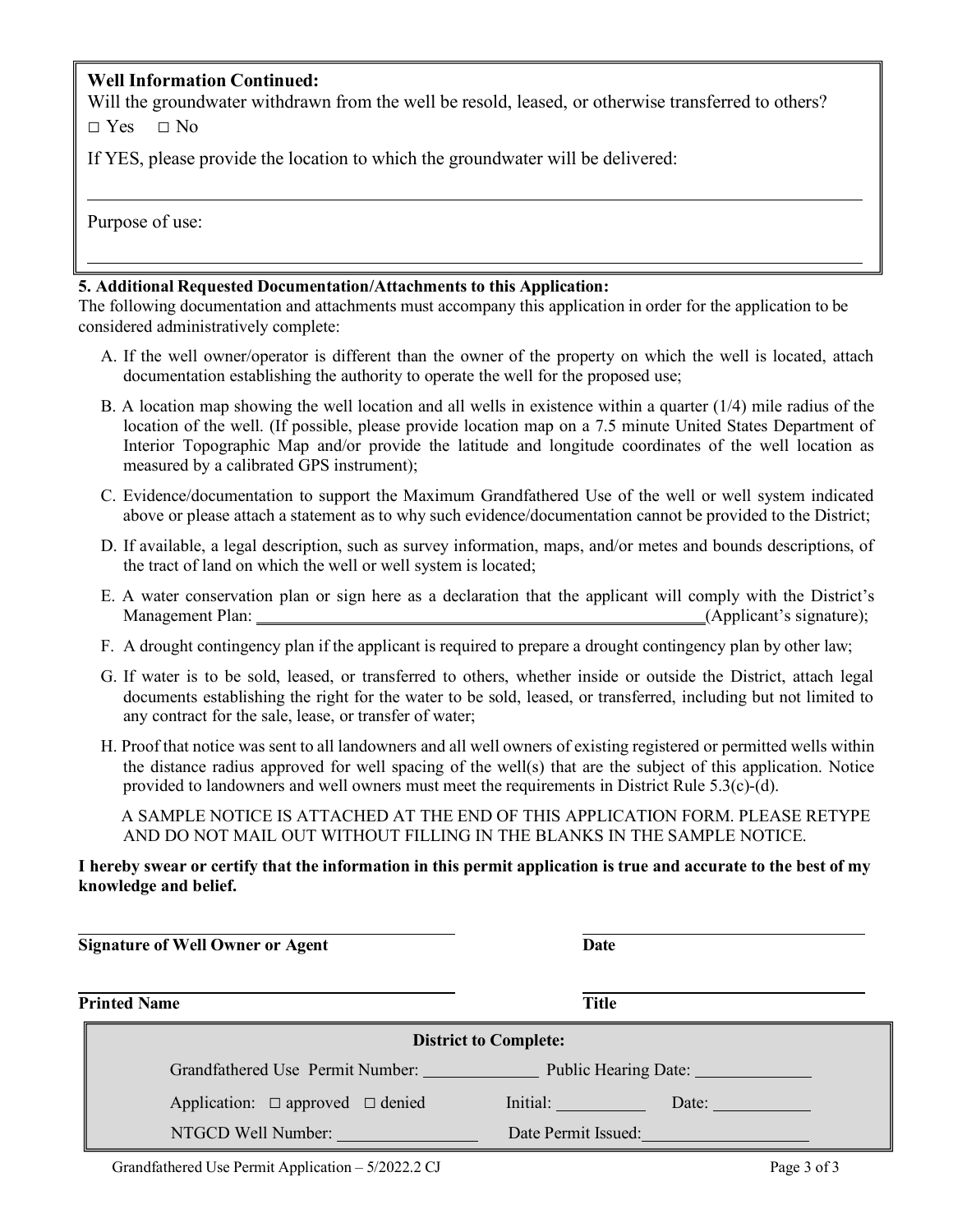**Well Information Continued:**

Will the groundwater withdrawn from the well be resold, leased, or otherwise transferred to others?

□ Yes □ No

If YES, please provide the location to which the groundwater will be delivered:

\_\_\_\_\_\_\_\_\_\_\_\_\_\_\_\_\_\_\_\_\_\_\_\_\_\_\_\_\_\_\_\_\_\_\_\_\_\_\_\_\_\_\_\_\_\_\_\_\_\_\_\_\_\_\_\_\_\_\_\_

Purpose of use:

\_\_\_\_\_\_\_\_\_\_\_\_\_\_\_\_\_\_\_\_\_\_\_\_\_\_\_\_\_\_\_\_\_\_\_\_\_\_\_\_\_\_\_\_\_\_\_\_\_\_\_\_\_\_\_\_\_\_\_\_

**5. Additional Requested Documentation/Attachments to this Application:**

The following documentation and attachments must accompany this application in order for the application to be considered administratively complete:

A. If the well owner/operator is different than the owner of the property on which the well is located, attach documentation establishing the authority to operate the well for the proposed use;

B. A location map showing the well location and all wells in existence within a quarter (1/4) mile radius of the location of the well. (If possible, please provide location map on a 7.5 minute United States Department of Interior Topographic Map and/or provide the latitude and longitude coordinates of the well location as measured by a calibrated GPS instrument);

C. Evidence/documentation to support the Maximum Grandfathered Use of the well or well system indicated above or please attach a statement as to why such evidence/documentation cannot be provided to the District;

D. If available, a legal description, such as survey information, maps, and/or metes and bounds descriptions, of the tract of land on which the well or well system is located;

E. A water conservation plan or sign here as a declaration that the applicant will comply with the District's Management Plan: \_\_\_\_\_\_\_\_\_\_\_\_\_\_\_\_\_\_\_\_\_\_\_\_\_\_\_\_\_\_\_\_(Applicant's signature);

F. A drought contingency plan if the applicant is required to prepare a drought contingency plan by other law;

G. If water is to be sold, leased, or transferred to others, whether inside or outside the District, attach legal documents establishing the right for the water to be sold, leased, or transferred, including but not limited to any contract for the sale, lease, or transfer of water;

H. Proof that notice was sent to all landowners and all well owners of existing registered or permitted wells within the distance radius approved for well spacing of the well(s) that are the subject of this application. Notice provided to landowners and well owners must meet the requirements in District Rule 5.3(c)-(d).

A SAMPLE NOTICE IS ATTACHED AT THE END OF THIS APPLICATION FORM. PLEASE RETYPE AND DO NOT MAIL OUT WITHOUT FILLING IN THE BLANKS IN THE SAMPLE NOTICE.

**I hereby swear or certify that the information in this permit application is true and accurate to the best of my knowledge and belief.**

\_\_\_\_\_\_\_\_\_\_\_\_\_\_\_\_\_\_\_\_\_\_\_\_\_\_\_\_\_\_ \_\_\_\_\_\_\_\_\_\_\_\_\_\_\_\_\_\_\_\_\_\_\_\_

**Signature of Well Owner or Agent** **Date**

\_\_\_\_\_\_\_\_\_\_\_\_\_\_\_\_\_\_\_\_\_\_\_\_\_\_\_\_\_\_ \_\_\_\_\_\_\_\_\_\_\_\_\_\_\_\_\_\_\_\_\_\_\_\_

**Printed Name** **Title**

**District to Complete:**

Grandfathered Use Permit Number: \_\_\_\_\_\_\_\_\_\_\_\_ Public Hearing Date: \_\_\_\_\_\_\_\_\_\_\_\_

Application: □ approved □ denied Initial: \_\_\_\_\_\_\_\_\_\_ Date: \_\_\_\_\_\_\_\_\_\_

NTGCD Well Number: \_\_\_\_\_\_\_\_\_\_\_\_\_\_ Date Permit Issued: \_\_\_\_\_\_\_\_\_\_\_\_\_\_

Grandfathered Use Permit Application – 5/2022.2 CJ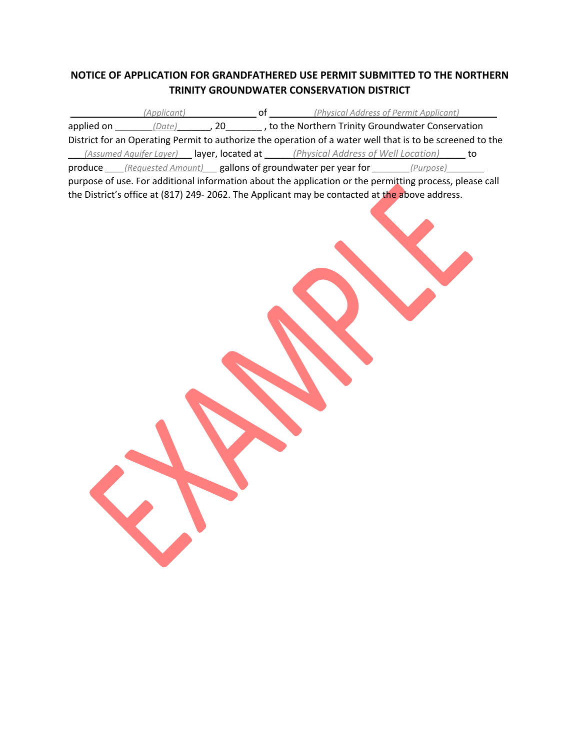**NOTICE OF APPLICATION FOR GRANDFATHERED USE PERMIT SUBMITTED TO THE NORTHERN TRINITY GROUNDWATER CONSERVATION DISTRICT**

_______________*(Applicant)*_______________ of _________*(Physical Address of Permit Applicant)*________ applied on ________*(Date)*_______, 20_______ , to the Northern Trinity Groundwater Conservation District for an Operating Permit to authorize the operation of a water well that is to be screened to the ___ *(Assumed Aquifer Layer)* ___ layer, located at _____ *(Physical Address of Well Location)*_____ to produce ____*(Requested Amount)*___ gallons of groundwater per year for ________*(Purpose)*________ purpose of use. For additional information about the application or the permitting process, please call the District's office at (817) 249- 2062. The Applicant may be contacted at the above address.

EXAMPLE